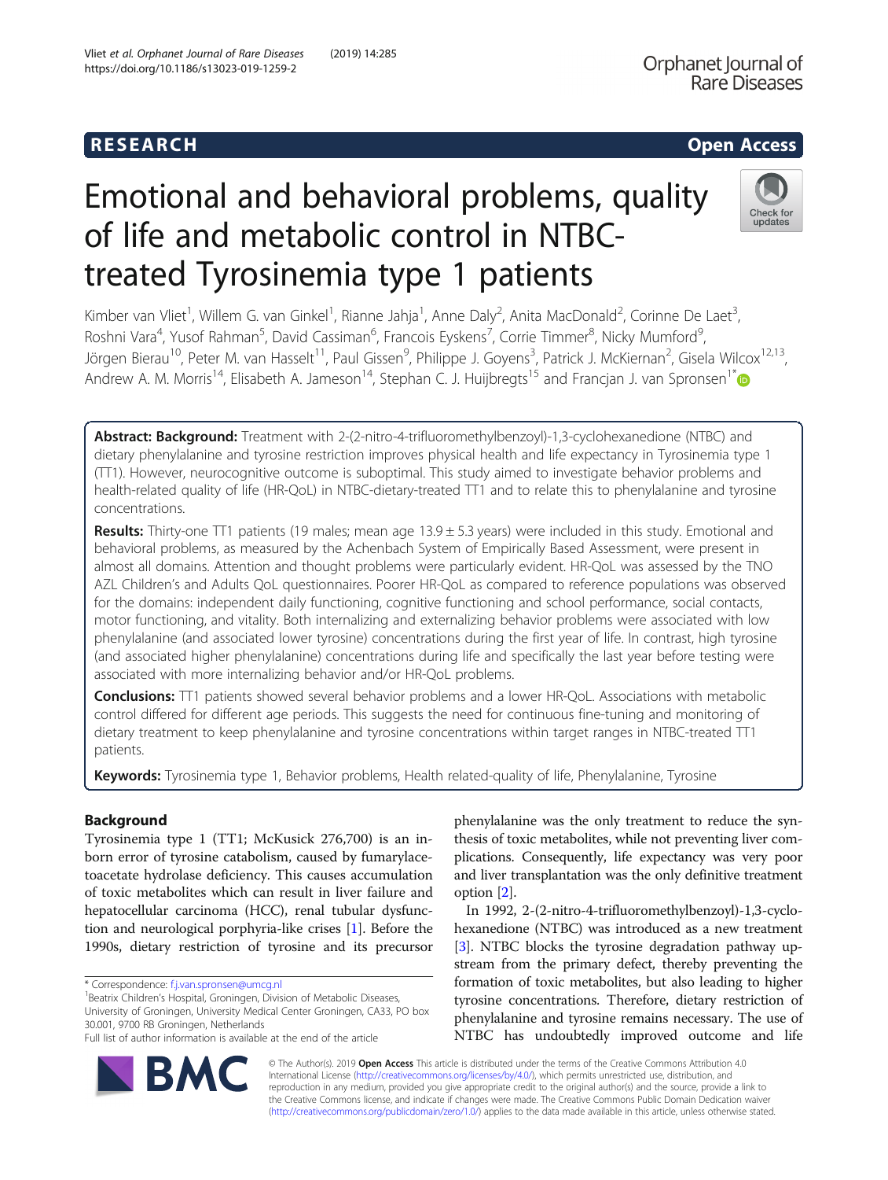# Emotional and behavioral problems, quality of life and metabolic control in NTBC-treated Tyrosinemia type 1 patients

Kimber van Vliet[1], Willem G. van Ginkel[1], Rianne Jahja[1], Anne Daly[2], Anita MacDonald[2], Corinne De Laet[3], Roshni Vara[4], Yusof Rahman[5], David Cassiman[6], Francois Eyskens[7], Corrie Timmer[8], Nicky Mumford[9], Jörgen Bierau[10], Peter M. van Hasselt[11], Paul Gissen[9], Philippe J. Goyens[3], Patrick J. McKiernan[2], Gisela Wilcox[12,13], Andrew A. M. Morris[14], Elisabeth A. Jameson[14], Stephan C. J. Huijbregts[15] and Francjan J. van Spronsen[1*]

**Abstract: Background:** Treatment with 2-(2-nitro-4-trifluoromethylbenzoyl)-1,3-cyclohexanedione (NTBC) and dietary phenylalanine and tyrosine restriction improves physical health and life expectancy in Tyrosinemia type 1 (TT1). However, neurocognitive outcome is suboptimal. This study aimed to investigate behavior problems and health-related quality of life (HR-QoL) in NTBC-dietary-treated TT1 and to relate this to phenylalanine and tyrosine concentrations.

**Results:** Thirty-one TT1 patients (19 males; mean age 13.9 ± 5.3 years) were included in this study. Emotional and behavioral problems, as measured by the Achenbach System of Empirically Based Assessment, were present in almost all domains. Attention and thought problems were particularly evident. HR-QoL was assessed by the TNO AZL Children's and Adults QoL questionnaires. Poorer HR-QoL as compared to reference populations was observed for the domains: independent daily functioning, cognitive functioning and school performance, social contacts, motor functioning, and vitality. Both internalizing and externalizing behavior problems were associated with low phenylalanine (and associated lower tyrosine) concentrations during the first year of life. In contrast, high tyrosine (and associated higher phenylalanine) concentrations during life and specifically the last year before testing were associated with more internalizing behavior and/or HR-QoL problems.

**Conclusions:** TT1 patients showed several behavior problems and a lower HR-QoL. Associations with metabolic control differed for different age periods. This suggests the need for continuous fine-tuning and monitoring of dietary treatment to keep phenylalanine and tyrosine concentrations within target ranges in NTBC-treated TT1 patients.

**Keywords:** Tyrosinemia type 1, Behavior problems, Health related-quality of life, Phenylalanine, Tyrosine

## Background

Tyrosinemia type 1 (TT1; McKusick 276,700) is an inborn error of tyrosine catabolism, caused by fumarylacetoacetate hydrolase deficiency. This causes accumulation of toxic metabolites which can result in liver failure and hepatocellular carcinoma (HCC), renal tubular dysfunction and neurological porphyria-like crises [1]. Before the 1990s, dietary restriction of tyrosine and its precursor phenylalanine was the only treatment to reduce the synthesis of toxic metabolites, while not preventing liver complications. Consequently, life expectancy was very poor and liver transplantation was the only definitive treatment option [2].

In 1992, 2-(2-nitro-4-trifluoromethylbenzoyl)-1,3-cyclohexanedione (NTBC) was introduced as a new treatment [3]. NTBC blocks the tyrosine degradation pathway upstream from the primary defect, thereby preventing the formation of toxic metabolites, but also leading to higher tyrosine concentrations. Therefore, dietary restriction of phenylalanine and tyrosine remains necessary. The use of NTBC has undoubtedly improved outcome and life

\* Correspondence: f.j.van.spronsen@umcg.nl
[1]Beatrix Children's Hospital, Groningen, Division of Metabolic Diseases, University of Groningen, University Medical Center Groningen, CA33, PO box 30.001, 9700 RB Groningen, Netherlands
Full list of author information is available at the end of the article

© The Author(s). 2019 **Open Access** This article is distributed under the terms of the Creative Commons Attribution 4.0 International License (http://creativecommons.org/licenses/by/4.0/), which permits unrestricted use, distribution, and reproduction in any medium, provided you give appropriate credit to the original author(s) and the source, provide a link to the Creative Commons license, and indicate if changes were made. The Creative Commons Public Domain Dedication waiver (http://creativecommons.org/publicdomain/zero/1.0/) applies to the data made available in this article, unless otherwise stated.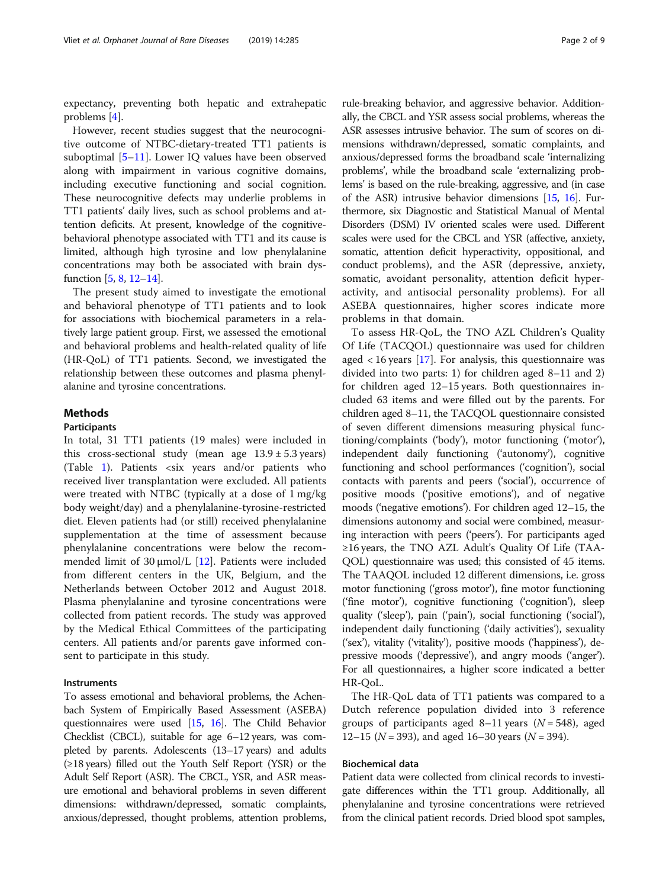expectancy, preventing both hepatic and extrahepatic problems [4].

However, recent studies suggest that the neurocognitive outcome of NTBC-dietary-treated TT1 patients is suboptimal [5–11]. Lower IQ values have been observed along with impairment in various cognitive domains, including executive functioning and social cognition. These neurocognitive defects may underlie problems in TT1 patients' daily lives, such as school problems and attention deficits. At present, knowledge of the cognitive-behavioral phenotype associated with TT1 and its cause is limited, although high tyrosine and low phenylalanine concentrations may both be associated with brain dysfunction [5, 8, 12–14].

The present study aimed to investigate the emotional and behavioral phenotype of TT1 patients and to look for associations with biochemical parameters in a relatively large patient group. First, we assessed the emotional and behavioral problems and health-related quality of life (HR-QoL) of TT1 patients. Second, we investigated the relationship between these outcomes and plasma phenylalanine and tyrosine concentrations.

## Methods

### Participants

In total, 31 TT1 patients (19 males) were included in this cross-sectional study (mean age 13.9 ± 5.3 years) (Table 1). Patients <six years and/or patients who received liver transplantation were excluded. All patients were treated with NTBC (typically at a dose of 1 mg/kg body weight/day) and a phenylalanine-tyrosine-restricted diet. Eleven patients had (or still) received phenylalanine supplementation at the time of assessment because phenylalanine concentrations were below the recommended limit of 30 μmol/L [12]. Patients were included from different centers in the UK, Belgium, and the Netherlands between October 2012 and August 2018. Plasma phenylalanine and tyrosine concentrations were collected from patient records. The study was approved by the Medical Ethical Committees of the participating centers. All patients and/or parents gave informed consent to participate in this study.

### Instruments

To assess emotional and behavioral problems, the Achenbach System of Empirically Based Assessment (ASEBA) questionnaires were used [15, 16]. The Child Behavior Checklist (CBCL), suitable for age 6–12 years, was completed by parents. Adolescents (13–17 years) and adults (≥18 years) filled out the Youth Self Report (YSR) or the Adult Self Report (ASR). The CBCL, YSR, and ASR measure emotional and behavioral problems in seven different dimensions: withdrawn/depressed, somatic complaints, anxious/depressed, thought problems, attention problems, rule-breaking behavior, and aggressive behavior. Additionally, the CBCL and YSR assess social problems, whereas the ASR assesses intrusive behavior. The sum of scores on dimensions withdrawn/depressed, somatic complaints, and anxious/depressed forms the broadband scale 'internalizing problems', while the broadband scale 'externalizing problems' is based on the rule-breaking, aggressive, and (in case of the ASR) intrusive behavior dimensions [15, 16]. Furthermore, six Diagnostic and Statistical Manual of Mental Disorders (DSM) IV oriented scales were used. Different scales were used for the CBCL and YSR (affective, anxiety, somatic, attention deficit hyperactivity, oppositional, and conduct problems), and the ASR (depressive, anxiety, somatic, avoidant personality, attention deficit hyperactivity, and antisocial personality problems). For all ASEBA questionnaires, higher scores indicate more problems in that domain.

To assess HR-QoL, the TNO AZL Children's Quality Of Life (TACQOL) questionnaire was used for children aged < 16 years [17]. For analysis, this questionnaire was divided into two parts: 1) for children aged 8–11 and 2) for children aged 12–15 years. Both questionnaires included 63 items and were filled out by the parents. For children aged 8–11, the TACQOL questionnaire consisted of seven different dimensions measuring physical functioning/complaints ('body'), motor functioning ('motor'), independent daily functioning ('autonomy'), cognitive functioning and school performances ('cognition'), social contacts with parents and peers ('social'), occurrence of positive moods ('positive emotions'), and of negative moods ('negative emotions'). For children aged 12–15, the dimensions autonomy and social were combined, measuring interaction with peers ('peers'). For participants aged ≥16 years, the TNO AZL Adult's Quality Of Life (TAAQOL) questionnaire was used; this consisted of 45 items. The TAAQOL included 12 different dimensions, i.e. gross motor functioning ('gross motor'), fine motor functioning ('fine motor'), cognitive functioning ('cognition'), sleep quality ('sleep'), pain ('pain'), social functioning ('social'), independent daily functioning ('daily activities'), sexuality ('sex'), vitality ('vitality'), positive moods ('happiness'), depressive moods ('depressive'), and angry moods ('anger'). For all questionnaires, a higher score indicated a better HR-QoL.

The HR-QoL data of TT1 patients was compared to a Dutch reference population divided into 3 reference groups of participants aged 8–11 years ($N = 548$), aged 12–15 ($N = 393$), and aged 16–30 years ($N = 394$).

### Biochemical data

Patient data were collected from clinical records to investigate differences within the TT1 group. Additionally, all phenylalanine and tyrosine concentrations were retrieved from the clinical patient records. Dried blood spot samples,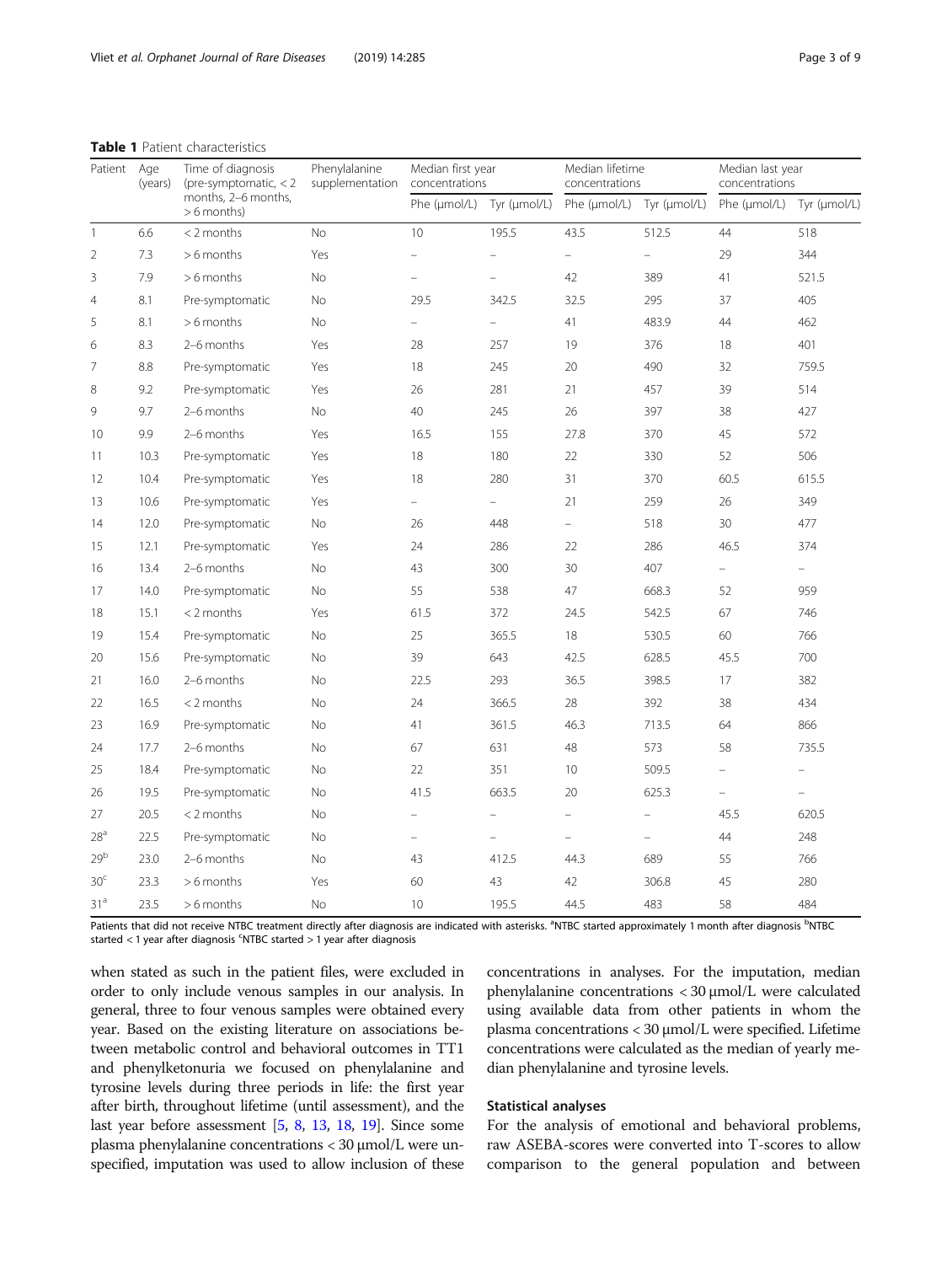**Table 1** Patient characteristics

| Patient | Age (years) | Time of diagnosis (pre-symptomatic, < 2 months, 2–6 months, > 6 months) | Phenylalanine supplementation | Median first year concentrations | | Median lifetime concentrations | | Median last year concentrations | |
|---|---|---|---|---|---|---|---|---|---|
| | | | | Phe (μmol/L) | Tyr (μmol/L) | Phe (μmol/L) | Tyr (μmol/L) | Phe (μmol/L) | Tyr (μmol/L) |
| 1 | 6.6 | < 2 months | No | 10 | 195.5 | 43.5 | 512.5 | 44 | 518 |
| 2 | 7.3 | > 6 months | Yes | – | – | – | – | 29 | 344 |
| 3 | 7.9 | > 6 months | No | – | – | 42 | 389 | 41 | 521.5 |
| 4 | 8.1 | Pre-symptomatic | No | 29.5 | 342.5 | 32.5 | 295 | 37 | 405 |
| 5 | 8.1 | > 6 months | No | – | – | 41 | 483.9 | 44 | 462 |
| 6 | 8.3 | 2–6 months | Yes | 28 | 257 | 19 | 376 | 18 | 401 |
| 7 | 8.8 | Pre-symptomatic | Yes | 18 | 245 | 20 | 490 | 32 | 759.5 |
| 8 | 9.2 | Pre-symptomatic | Yes | 26 | 281 | 21 | 457 | 39 | 514 |
| 9 | 9.7 | 2–6 months | No | 40 | 245 | 26 | 397 | 38 | 427 |
| 10 | 9.9 | 2–6 months | Yes | 16.5 | 155 | 27.8 | 370 | 45 | 572 |
| 11 | 10.3 | Pre-symptomatic | Yes | 18 | 180 | 22 | 330 | 52 | 506 |
| 12 | 10.4 | Pre-symptomatic | Yes | 18 | 280 | 31 | 370 | 60.5 | 615.5 |
| 13 | 10.6 | Pre-symptomatic | Yes | – | – | 21 | 259 | 26 | 349 |
| 14 | 12.0 | Pre-symptomatic | No | 26 | 448 | – | 518 | 30 | 477 |
| 15 | 12.1 | Pre-symptomatic | Yes | 24 | 286 | 22 | 286 | 46.5 | 374 |
| 16 | 13.4 | 2–6 months | No | 43 | 300 | 30 | 407 | – | – |
| 17 | 14.0 | Pre-symptomatic | No | 55 | 538 | 47 | 668.3 | 52 | 959 |
| 18 | 15.1 | < 2 months | Yes | 61.5 | 372 | 24.5 | 542.5 | 67 | 746 |
| 19 | 15.4 | Pre-symptomatic | No | 25 | 365.5 | 18 | 530.5 | 60 | 766 |
| 20 | 15.6 | Pre-symptomatic | No | 39 | 643 | 42.5 | 628.5 | 45.5 | 700 |
| 21 | 16.0 | 2–6 months | No | 22.5 | 293 | 36.5 | 398.5 | 17 | 382 |
| 22 | 16.5 | < 2 months | No | 24 | 366.5 | 28 | 392 | 38 | 434 |
| 23 | 16.9 | Pre-symptomatic | No | 41 | 361.5 | 46.3 | 713.5 | 64 | 866 |
| 24 | 17.7 | 2–6 months | No | 67 | 631 | 48 | 573 | 58 | 735.5 |
| 25 | 18.4 | Pre-symptomatic | No | 22 | 351 | 10 | 509.5 | – | – |
| 26 | 19.5 | Pre-symptomatic | No | 41.5 | 663.5 | 20 | 625.3 | – | – |
| 27 | 20.5 | < 2 months | No | – | – | – | – | 45.5 | 620.5 |
| 28[a] | 22.5 | Pre-symptomatic | No | – | – | – | – | 44 | 248 |
| 29[b] | 23.0 | 2–6 months | No | 43 | 412.5 | 44.3 | 689 | 55 | 766 |
| 30[c] | 23.3 | > 6 months | Yes | 60 | 43 | 42 | 306.8 | 45 | 280 |
| 31[a] | 23.5 | > 6 months | No | 10 | 195.5 | 44.5 | 483 | 58 | 484 |

Patients that did not receive NTBC treatment directly after diagnosis are indicated with asterisks. [a]NTBC started approximately 1 month after diagnosis [b]NTBC started < 1 year after diagnosis [c]NTBC started > 1 year after diagnosis

when stated as such in the patient files, were excluded in order to only include venous samples in our analysis. In general, three to four venous samples were obtained every year. Based on the existing literature on associations between metabolic control and behavioral outcomes in TT1 and phenylketonuria we focused on phenylalanine and tyrosine levels during three periods in life: the first year after birth, throughout lifetime (until assessment), and the last year before assessment [5, 8, 13, 18, 19]. Since some plasma phenylalanine concentrations < 30 μmol/L were unspecified, imputation was used to allow inclusion of these concentrations in analyses. For the imputation, median phenylalanine concentrations < 30 μmol/L were calculated using available data from other patients in whom the plasma concentrations < 30 μmol/L were specified. Lifetime concentrations were calculated as the median of yearly median phenylalanine and tyrosine levels.

### Statistical analyses

For the analysis of emotional and behavioral problems, raw ASEBA-scores were converted into T-scores to allow comparison to the general population and between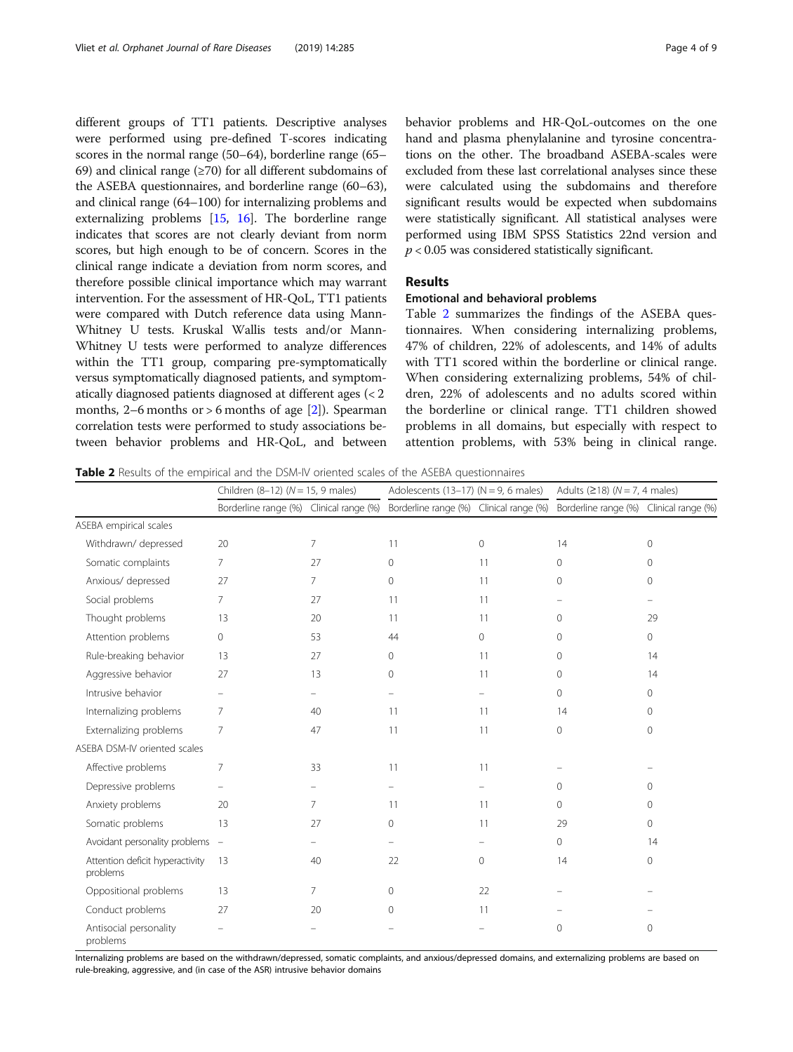different groups of TT1 patients. Descriptive analyses were performed using pre-defined T-scores indicating scores in the normal range (50–64), borderline range (65–69) and clinical range (≥70) for all different subdomains of the ASEBA questionnaires, and borderline range (60–63), and clinical range (64–100) for internalizing problems and externalizing problems [15, 16]. The borderline range indicates that scores are not clearly deviant from norm scores, but high enough to be of concern. Scores in the clinical range indicate a deviation from norm scores, and therefore possible clinical importance which may warrant intervention. For the assessment of HR-QoL, TT1 patients were compared with Dutch reference data using Mann-Whitney U tests. Kruskal Wallis tests and/or Mann-Whitney U tests were performed to analyze differences within the TT1 group, comparing pre-symptomatically versus symptomatically diagnosed patients, and symptomatically diagnosed patients diagnosed at different ages (< 2 months, 2–6 months or > 6 months of age [2]). Spearman correlation tests were performed to study associations between behavior problems and HR-QoL, and between behavior problems and HR-QoL-outcomes on the one hand and plasma phenylalanine and tyrosine concentrations on the other. The broadband ASEBA-scales were excluded from these last correlational analyses since these were calculated using the subdomains and therefore significant results would be expected when subdomains were statistically significant. All statistical analyses were performed using IBM SPSS Statistics 22nd version and $p < 0.05$ was considered statistically significant.

## Results

### Emotional and behavioral problems

Table 2 summarizes the findings of the ASEBA questionnaires. When considering internalizing problems, 47% of children, 22% of adolescents, and 14% of adults with TT1 scored within the borderline or clinical range. When considering externalizing problems, 54% of children, 22% of adolescents and no adults scored within the borderline or clinical range. TT1 children showed problems in all domains, but especially with respect to attention problems, with 53% being in clinical range.

**Table 2** Results of the empirical and the DSM-IV oriented scales of the ASEBA questionnaires

| | Children (8–12) (*N* = 15, 9 males) | | Adolescents (13–17) (N = 9, 6 males) | | Adults (≥18) (*N* = 7, 4 males) | |
|---|---|---|---|---|---|---|
| | Borderline range (%) | Clinical range (%) | Borderline range (%) | Clinical range (%) | Borderline range (%) | Clinical range (%) |
| ASEBA empirical scales | | | | | | |
| Withdrawn/ depressed | 20 | 7 | 11 | 0 | 14 | 0 |
| Somatic complaints | 7 | 27 | 0 | 11 | 0 | 0 |
| Anxious/ depressed | 27 | 7 | 0 | 11 | 0 | 0 |
| Social problems | 7 | 27 | 11 | 11 | – | – |
| Thought problems | 13 | 20 | 11 | 11 | 0 | 29 |
| Attention problems | 0 | 53 | 44 | 0 | 0 | 0 |
| Rule-breaking behavior | 13 | 27 | 0 | 11 | 0 | 14 |
| Aggressive behavior | 27 | 13 | 0 | 11 | 0 | 14 |
| Intrusive behavior | – | – | – | – | 0 | 0 |
| Internalizing problems | 7 | 40 | 11 | 11 | 14 | 0 |
| Externalizing problems | 7 | 47 | 11 | 11 | 0 | 0 |
| ASEBA DSM-IV oriented scales | | | | | | |
| Affective problems | 7 | 33 | 11 | 11 | – | – |
| Depressive problems | – | – | – | – | 0 | 0 |
| Anxiety problems | 20 | 7 | 11 | 11 | 0 | 0 |
| Somatic problems | 13 | 27 | 0 | 11 | 29 | 0 |
| Avoidant personality problems | – | – | – | – | 0 | 14 |
| Attention deficit hyperactivity problems | 13 | 40 | 22 | 0 | 14 | 0 |
| Oppositional problems | 13 | 7 | 0 | 22 | – | – |
| Conduct problems | 27 | 20 | 0 | 11 | – | – |
| Antisocial personality problems | – | – | – | – | 0 | 0 |

Internalizing problems are based on the withdrawn/depressed, somatic complaints, and anxious/depressed domains, and externalizing problems are based on rule-breaking, aggressive, and (in case of the ASR) intrusive behavior domains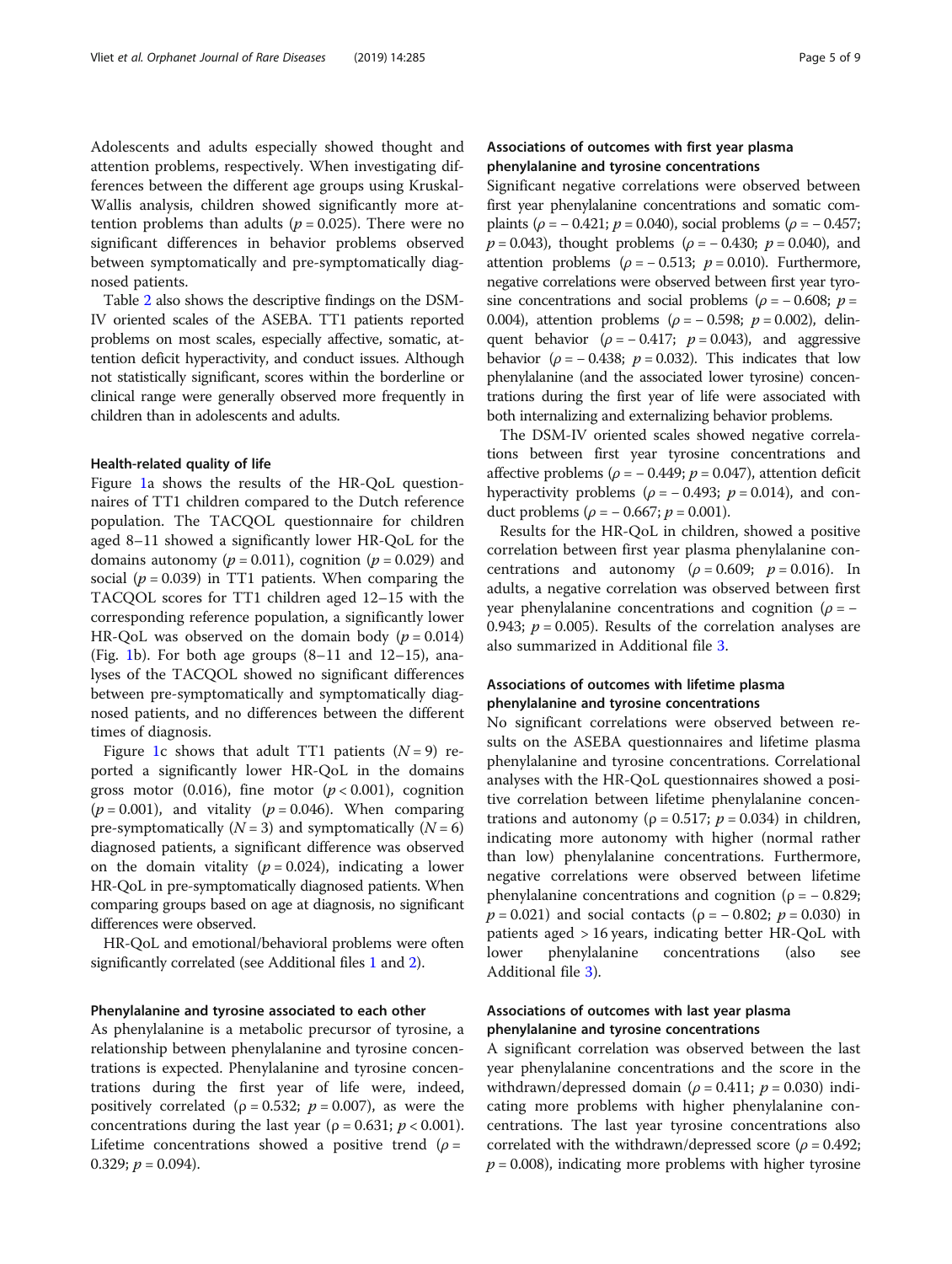Adolescents and adults especially showed thought and attention problems, respectively. When investigating differences between the different age groups using Kruskal-Wallis analysis, children showed significantly more attention problems than adults ($p = 0.025$). There were no significant differences in behavior problems observed between symptomatically and pre-symptomatically diagnosed patients.

Table 2 also shows the descriptive findings on the DSM-IV oriented scales of the ASEBA. TT1 patients reported problems on most scales, especially affective, somatic, attention deficit hyperactivity, and conduct issues. Although not statistically significant, scores within the borderline or clinical range were generally observed more frequently in children than in adolescents and adults.

### Health-related quality of life

Figure 1a shows the results of the HR-QoL questionnaires of TT1 children compared to the Dutch reference population. The TACQOL questionnaire for children aged 8–11 showed a significantly lower HR-QoL for the domains autonomy ($p = 0.011$), cognition ($p = 0.029$) and social ($p = 0.039$) in TT1 patients. When comparing the TACQOL scores for TT1 children aged 12–15 with the corresponding reference population, a significantly lower HR-QoL was observed on the domain body ($p = 0.014$) (Fig. 1b). For both age groups (8–11 and 12–15), analyses of the TACQOL showed no significant differences between pre-symptomatically and symptomatically diagnosed patients, and no differences between the different times of diagnosis.

Figure 1c shows that adult TT1 patients ($N = 9$) reported a significantly lower HR-QoL in the domains gross motor (0.016), fine motor ($p < 0.001$), cognition ($p = 0.001$), and vitality ($p = 0.046$). When comparing pre-symptomatically ($N = 3$) and symptomatically ($N = 6$) diagnosed patients, a significant difference was observed on the domain vitality ($p = 0.024$), indicating a lower HR-QoL in pre-symptomatically diagnosed patients. When comparing groups based on age at diagnosis, no significant differences were observed.

HR-QoL and emotional/behavioral problems were often significantly correlated (see Additional files 1 and 2).

### Phenylalanine and tyrosine associated to each other

As phenylalanine is a metabolic precursor of tyrosine, a relationship between phenylalanine and tyrosine concentrations is expected. Phenylalanine and tyrosine concentrations during the first year of life were, indeed, positively correlated ($\rho = 0.532$; $p = 0.007$), as were the concentrations during the last year ($\rho = 0.631$; $p < 0.001$). Lifetime concentrations showed a positive trend ($\rho = 0.329$; $p = 0.094$).

### Associations of outcomes with first year plasma phenylalanine and tyrosine concentrations

Significant negative correlations were observed between first year phenylalanine concentrations and somatic complaints ($\rho = -0.421$; $p = 0.040$), social problems ($\rho = -0.457$; $p = 0.043$), thought problems ($\rho = -0.430$; $p = 0.040$), and attention problems ($\rho = -0.513$; $p = 0.010$). Furthermore, negative correlations were observed between first year tyrosine concentrations and social problems ($\rho = -0.608$; $p = 0.004$), attention problems ($\rho = -0.598$; $p = 0.002$), delinquent behavior ($\rho = -0.417$; $p = 0.043$), and aggressive behavior ($\rho = -0.438$; $p = 0.032$). This indicates that low phenylalanine (and the associated lower tyrosine) concentrations during the first year of life were associated with both internalizing and externalizing behavior problems.

The DSM-IV oriented scales showed negative correlations between first year tyrosine concentrations and affective problems ($\rho = -0.449$; $p = 0.047$), attention deficit hyperactivity problems ($\rho = -0.493$; $p = 0.014$), and conduct problems ($\rho = -0.667$; $p = 0.001$).

Results for the HR-QoL in children, showed a positive correlation between first year plasma phenylalanine concentrations and autonomy ($\rho = 0.609$; $p = 0.016$). In adults, a negative correlation was observed between first year phenylalanine concentrations and cognition ($\rho = -0.943$; $p = 0.005$). Results of the correlation analyses are also summarized in Additional file 3.

### Associations of outcomes with lifetime plasma phenylalanine and tyrosine concentrations

No significant correlations were observed between results on the ASEBA questionnaires and lifetime plasma phenylalanine and tyrosine concentrations. Correlational analyses with the HR-QoL questionnaires showed a positive correlation between lifetime phenylalanine concentrations and autonomy ($\rho = 0.517$; $p = 0.034$) in children, indicating more autonomy with higher (normal rather than low) phenylalanine concentrations. Furthermore, negative correlations were observed between lifetime phenylalanine concentrations and cognition ($\rho = -0.829$; $p = 0.021$) and social contacts ($\rho = -0.802$; $p = 0.030$) in patients aged > 16 years, indicating better HR-QoL with lower phenylalanine concentrations (also see Additional file 3).

### Associations of outcomes with last year plasma phenylalanine and tyrosine concentrations

A significant correlation was observed between the last year phenylalanine concentrations and the score in the withdrawn/depressed domain ($\rho = 0.411$; $p = 0.030$) indicating more problems with higher phenylalanine concentrations. The last year tyrosine concentrations also correlated with the withdrawn/depressed score ($\rho = 0.492$; $p = 0.008$), indicating more problems with higher tyrosine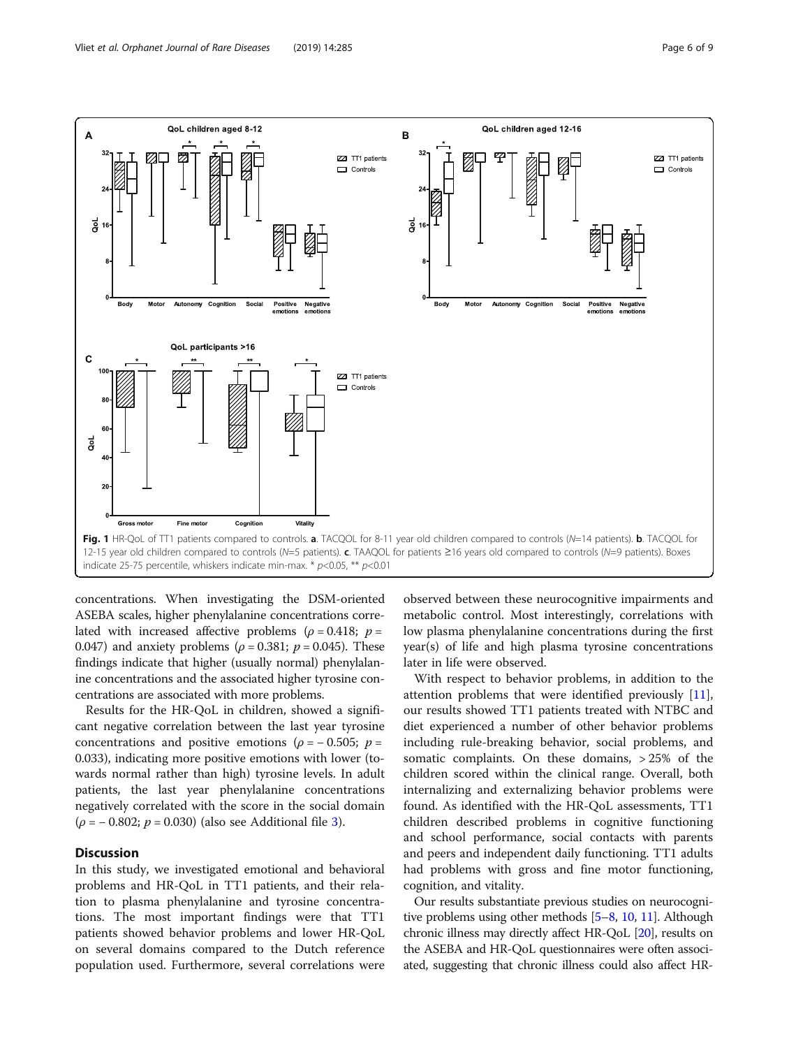Fig. 1 HR-QoL of TT1 patients compared to controls. **a**. TACQOL for 8-11 year old children compared to controls (N=14 patients). **b**. TACQOL for 12-15 year old children compared to controls (N=5 patients). **c**. TAAQOL for patients ≥16 years old compared to controls (N=9 patients). Boxes indicate 25-75 percentile, whiskers indicate min-max. * $p<0.05$, ** $p<0.01$

concentrations. When investigating the DSM-oriented ASEBA scales, higher phenylalanine concentrations correlated with increased affective problems ($\rho = 0.418$; $p = 0.047$) and anxiety problems ($\rho = 0.381$; $p = 0.045$). These findings indicate that higher (usually normal) phenylalanine concentrations and the associated higher tyrosine concentrations are associated with more problems.

Results for the HR-QoL in children, showed a significant negative correlation between the last year tyrosine concentrations and positive emotions ($\rho = -0.505$; $p = 0.033$), indicating more positive emotions with lower (towards normal rather than high) tyrosine levels. In adult patients, the last year phenylalanine concentrations negatively correlated with the score in the social domain ($\rho = -0.802$; $p = 0.030$) (also see Additional file 3).

## Discussion

In this study, we investigated emotional and behavioral problems and HR-QoL in TT1 patients, and their relation to plasma phenylalanine and tyrosine concentrations. The most important findings were that TT1 patients showed behavior problems and lower HR-QoL on several domains compared to the Dutch reference population used. Furthermore, several correlations were observed between these neurocognitive impairments and metabolic control. Most interestingly, correlations with low plasma phenylalanine concentrations during the first year(s) of life and high plasma tyrosine concentrations later in life were observed.

With respect to behavior problems, in addition to the attention problems that were identified previously [11], our results showed TT1 patients treated with NTBC and diet experienced a number of other behavior problems including rule-breaking behavior, social problems, and somatic complaints. On these domains, > 25% of the children scored within the clinical range. Overall, both internalizing and externalizing behavior problems were found. As identified with the HR-QoL assessments, TT1 children described problems in cognitive functioning and school performance, social contacts with parents and peers and independent daily functioning. TT1 adults had problems with gross and fine motor functioning, cognition, and vitality.

Our results substantiate previous studies on neurocognitive problems using other methods [5–8, 10, 11]. Although chronic illness may directly affect HR-QoL [20], results on the ASEBA and HR-QoL questionnaires were often associated, suggesting that chronic illness could also affect HR-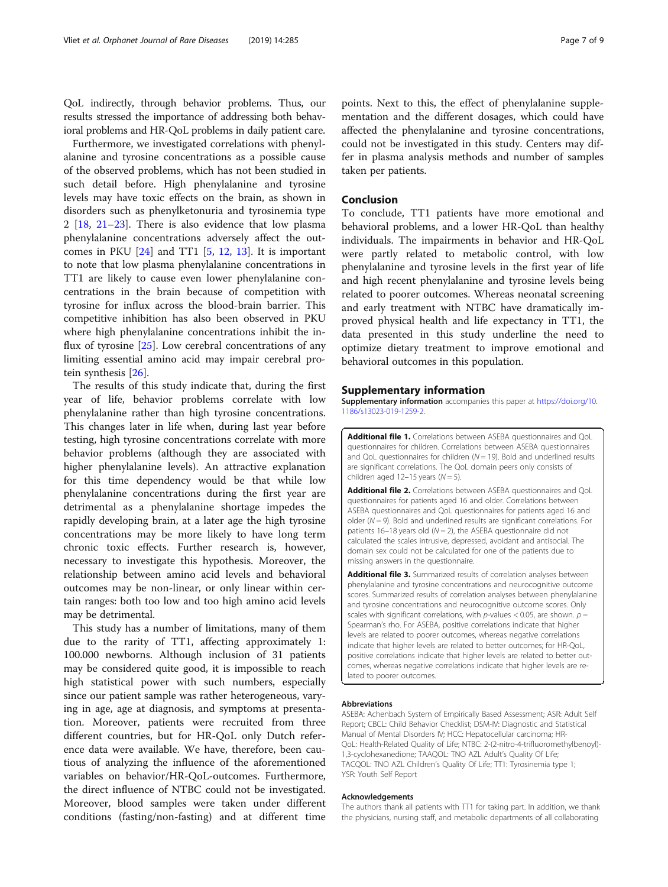QoL indirectly, through behavior problems. Thus, our results stressed the importance of addressing both behavioral problems and HR-QoL problems in daily patient care.

Furthermore, we investigated correlations with phenylalanine and tyrosine concentrations as a possible cause of the observed problems, which has not been studied in such detail before. High phenylalanine and tyrosine levels may have toxic effects on the brain, as shown in disorders such as phenylketonuria and tyrosinemia type 2 [18, 21–23]. There is also evidence that low plasma phenylalanine concentrations adversely affect the outcomes in PKU [24] and TT1 [5, 12, 13]. It is important to note that low plasma phenylalanine concentrations in TT1 are likely to cause even lower phenylalanine concentrations in the brain because of competition with tyrosine for influx across the blood-brain barrier. This competitive inhibition has also been observed in PKU where high phenylalanine concentrations inhibit the influx of tyrosine [25]. Low cerebral concentrations of any limiting essential amino acid may impair cerebral protein synthesis [26].

The results of this study indicate that, during the first year of life, behavior problems correlate with low phenylalanine rather than high tyrosine concentrations. This changes later in life when, during last year before testing, high tyrosine concentrations correlate with more behavior problems (although they are associated with higher phenylalanine levels). An attractive explanation for this time dependency would be that while low phenylalanine concentrations during the first year are detrimental as a phenylalanine shortage impedes the rapidly developing brain, at a later age the high tyrosine concentrations may be more likely to have long term chronic toxic effects. Further research is, however, necessary to investigate this hypothesis. Moreover, the relationship between amino acid levels and behavioral outcomes may be non-linear, or only linear within certain ranges: both too low and too high amino acid levels may be detrimental.

This study has a number of limitations, many of them due to the rarity of TT1, affecting approximately 1: 100.000 newborns. Although inclusion of 31 patients may be considered quite good, it is impossible to reach high statistical power with such numbers, especially since our patient sample was rather heterogeneous, varying in age, age at diagnosis, and symptoms at presentation. Moreover, patients were recruited from three different countries, but for HR-QoL only Dutch reference data were available. We have, therefore, been cautious of analyzing the influence of the aforementioned variables on behavior/HR-QoL-outcomes. Furthermore, the direct influence of NTBC could not be investigated. Moreover, blood samples were taken under different conditions (fasting/non-fasting) and at different time points. Next to this, the effect of phenylalanine supplementation and the different dosages, which could have affected the phenylalanine and tyrosine concentrations, could not be investigated in this study. Centers may differ in plasma analysis methods and number of samples taken per patients.

## Conclusion

To conclude, TT1 patients have more emotional and behavioral problems, and a lower HR-QoL than healthy individuals. The impairments in behavior and HR-QoL were partly related to metabolic control, with low phenylalanine and tyrosine levels in the first year of life and high recent phenylalanine and tyrosine levels being related to poorer outcomes. Whereas neonatal screening and early treatment with NTBC have dramatically improved physical health and life expectancy in TT1, the data presented in this study underline the need to optimize dietary treatment to improve emotional and behavioral outcomes in this population.

## Supplementary information

**Supplementary information** accompanies this paper at https://doi.org/10.1186/s13023-019-1259-2.

**Additional file 1.** Correlations between ASEBA questionnaires and QoL questionnaires for children. Correlations between ASEBA questionnaires and QoL questionnaires for children ($N = 19$). Bold and underlined results are significant correlations. The QoL domain peers only consists of children aged 12–15 years ($N = 5$).

**Additional file 2.** Correlations between ASEBA questionnaires and QoL questionnaires for patients aged 16 and older. Correlations between ASEBA questionnaires and QoL questionnaires for patients aged 16 and older ($N = 9$). Bold and underlined results are significant correlations. For patients 16–18 years old ($N = 2$), the ASEBA questionnaire did not calculated the scales intrusive, depressed, avoidant and antisocial. The domain sex could not be calculated for one of the patients due to missing answers in the questionnaire.

**Additional file 3.** Summarized results of correlation analyses between phenylalanine and tyrosine concentrations and neurocognitive outcome scores. Summarized results of correlation analyses between phenylalanine and tyrosine concentrations and neurocognitive outcome scores. Only scales with significant correlations, with $p$-values $< 0.05$, are shown. $\rho =$ Spearman's rho. For ASEBA, positive correlations indicate that higher levels are related to poorer outcomes, whereas negative correlations indicate that higher levels are related to better outcomes; for HR-QoL, positive correlations indicate that higher levels are related to better outcomes, whereas negative correlations indicate that higher levels are related to poorer outcomes.

### Abbreviations

ASEBA: Achenbach System of Empirically Based Assessment; ASR: Adult Self Report; CBCL: Child Behavior Checklist; DSM-IV: Diagnostic and Statistical Manual of Mental Disorders IV; HCC: Hepatocellular carcinoma; HR-QoL: Health-Related Quality of Life; NTBC: 2-(2-nitro-4-trifluoromethylbenoyl)-1,3-cyclohexanedione; TAAQOL: TNO AZL Adult's Quality Of Life; TACQOL: TNO AZL Children's Quality Of Life; TT1: Tyrosinemia type 1; YSR: Youth Self Report

### Acknowledgements

The authors thank all patients with TT1 for taking part. In addition, we thank the physicians, nursing staff, and metabolic departments of all collaborating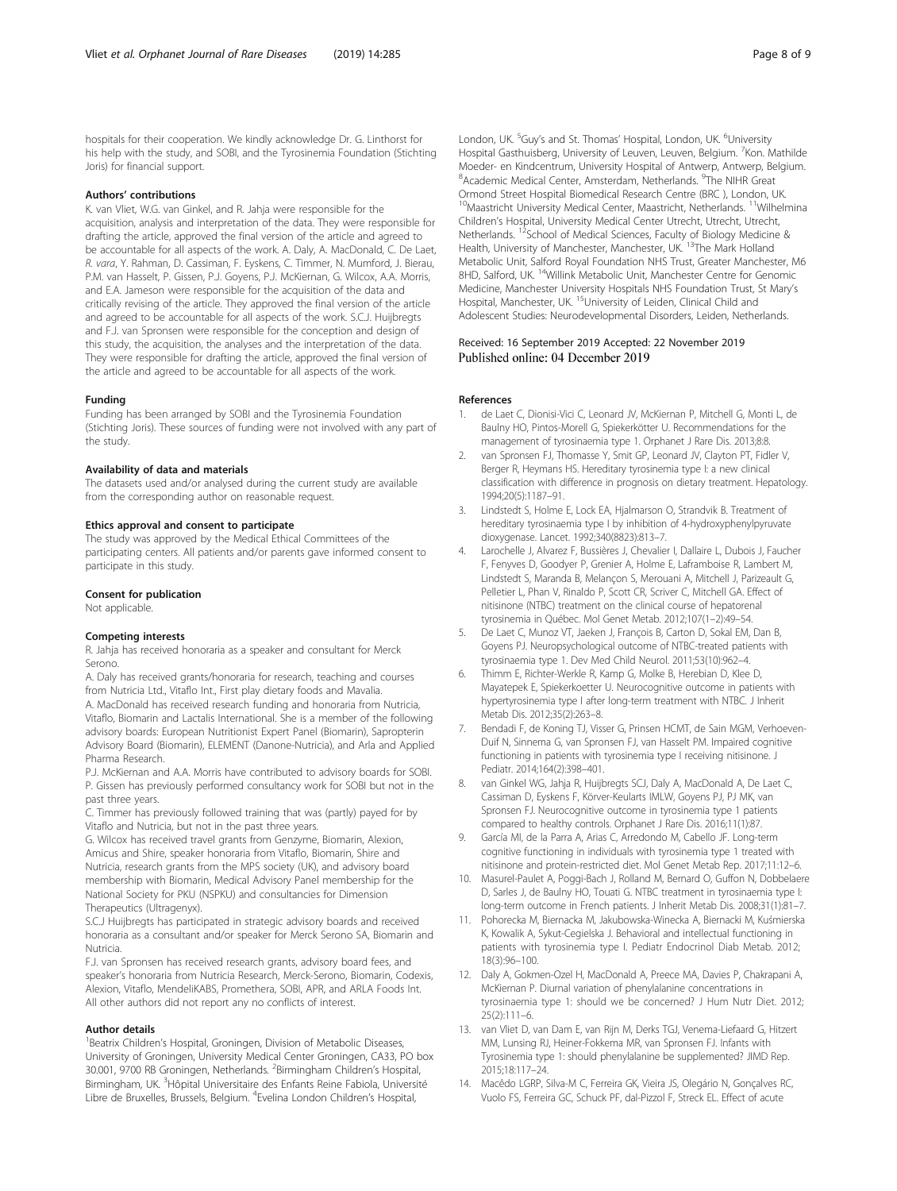hospitals for their cooperation. We kindly acknowledge Dr. G. Linthorst for his help with the study, and SOBI, and the Tyrosinemia Foundation (Stichting Joris) for financial support.

### Authors' contributions

K. van Vliet, W.G. van Ginkel, and R. Jahja were responsible for the acquisition, analysis and interpretation of the data. They were responsible for drafting the article, approved the final version of the article and agreed to be accountable for all aspects of the work. A. Daly, A. MacDonald, C. De Laet, *R. vara*, Y. Rahman, D. Cassiman, F. Eyskens, C. Timmer, N. Mumford, J. Bierau, P.M. van Hasselt, P. Gissen, P.J. Goyens, P.J. McKiernan, G. Wilcox, A.A. Morris, and E.A. Jameson were responsible for the acquisition of the data and critically revising of the article. They approved the final version of the article and agreed to be accountable for all aspects of the work. S.C.J. Huijbregts and F.J. van Spronsen were responsible for the conception and design of this study, the acquisition, the analyses and the interpretation of the data. They were responsible for drafting the article, approved the final version of the article and agreed to be accountable for all aspects of the work.

### Funding

Funding has been arranged by SOBI and the Tyrosinemia Foundation (Stichting Joris). These sources of funding were not involved with any part of the study.

### Availability of data and materials

The datasets used and/or analysed during the current study are available from the corresponding author on reasonable request.

### Ethics approval and consent to participate

The study was approved by the Medical Ethical Committees of the participating centers. All patients and/or parents gave informed consent to participate in this study.

### Consent for publication

Not applicable.

### Competing interests

R. Jahja has received honoraria as a speaker and consultant for Merck Serono.

A. Daly has received grants/honoraria for research, teaching and courses from Nutricia Ltd., Vitaflo Int., First play dietary foods and Mavalia.

A. MacDonald has received research funding and honoraria from Nutricia, Vitaflo, Biomarin and Lactalis International. She is a member of the following advisory boards: European Nutritionist Expert Panel (Biomarin), Sapropterin Advisory Board (Biomarin), ELEMENT (Danone-Nutricia), and Arla and Applied Pharma Research.

P.J. McKiernan and A.A. Morris have contributed to advisory boards for SOBI. P. Gissen has previously performed consultancy work for SOBI but not in the past three years.

C. Timmer has previously followed training that was (partly) payed for by Vitaflo and Nutricia, but not in the past three years.

G. Wilcox has received travel grants from Genzyme, Biomarin, Alexion, Amicus and Shire, speaker honoraria from Vitaflo, Biomarin, Shire and Nutricia, research grants from the MPS society (UK), and advisory board membership with Biomarin, Medical Advisory Panel membership for the National Society for PKU (NSPKU) and consultancies for Dimension Therapeutics (Ultragenyx).

S.C.J Huijbregts has participated in strategic advisory boards and received honoraria as a consultant and/or speaker for Merck Serono SA, Biomarin and Nutricia.

F.J. van Spronsen has received research grants, advisory board fees, and speaker's honoraria from Nutricia Research, Merck-Serono, Biomarin, Codexis, Alexion, Vitaflo, MendeliKABS, Promethera, SOBI, APR, and ARLA Foods Int. All other authors did not report any no conflicts of interest.

### Author details

[1]Beatrix Children's Hospital, Groningen, Division of Metabolic Diseases, University of Groningen, University Medical Center Groningen, CA33, PO box 30.001, 9700 RB Groningen, Netherlands. [2]Birmingham Children's Hospital, Birmingham, UK. [3]Hôpital Universitaire des Enfants Reine Fabiola, Université Libre de Bruxelles, Brussels, Belgium. [4]Evelina London Children's Hospital, London, UK. [5]Guy's and St. Thomas' Hospital, London, UK. [6]University Hospital Gasthuisberg, University of Leuven, Leuven, Belgium. [7]Kon. Mathilde Moeder- en Kindcentrum, University Hospital of Antwerp, Antwerp, Belgium. [8]Academic Medical Center, Amsterdam, Netherlands. [9]The NIHR Great Ormond Street Hospital Biomedical Research Centre (BRC ), London, UK. [10]Maastricht University Medical Center, Maastricht, Netherlands. [11]Wilhelmina Children's Hospital, University Medical Center Utrecht, Utrecht, Utrecht, Netherlands. [12]School of Medical Sciences, Faculty of Biology Medicine & Health, University of Manchester, Manchester, UK. [13]The Mark Holland Metabolic Unit, Salford Royal Foundation NHS Trust, Greater Manchester, M6 8HD, Salford, UK. [14]Willink Metabolic Unit, Manchester Centre for Genomic Medicine, Manchester University Hospitals NHS Foundation Trust, St Mary's Hospital, Manchester, UK. [15]University of Leiden, Clinical Child and Adolescent Studies: Neurodevelopmental Disorders, Leiden, Netherlands.

Received: 16 September 2019 Accepted: 22 November 2019
Published online: 04 December 2019

### References

1. de Laet C, Dionisi-Vici C, Leonard JV, McKiernan P, Mitchell G, Monti L, de Baulny HO, Pintos-Morell G, Spiekerkötter U. Recommendations for the management of tyrosinaemia type 1. Orphanet J Rare Dis. 2013;8:8.
2. van Spronsen FJ, Thomasse Y, Smit GP, Leonard JV, Clayton PT, Fidler V, Berger R, Heymans HS. Hereditary tyrosinemia type I: a new clinical classification with difference in prognosis on dietary treatment. Hepatology. 1994;20(5):1187–91.
3. Lindstedt S, Holme E, Lock EA, Hjalmarson O, Strandvik B. Treatment of hereditary tyrosinaemia type I by inhibition of 4-hydroxyphenylpyruvate dioxygenase. Lancet. 1992;340(8823):813–7.
4. Larochelle J, Alvarez F, Bussières J, Chevalier I, Dallaire L, Dubois J, Faucher F, Fenyves D, Goodyer P, Grenier A, Holme E, Laframboise R, Lambert M, Lindstedt S, Maranda B, Melançon S, Merouani A, Mitchell J, Parizeault G, Pelletier L, Phan V, Rinaldo P, Scott CR, Scriver C, Mitchell GA. Effect of nitisinone (NTBC) treatment on the clinical course of hepatorenal tyrosinemia in Québec. Mol Genet Metab. 2012;107(1–2):49–54.
5. De Laet C, Munoz VT, Jaeken J, François B, Carton D, Sokal EM, Dan B, Goyens PJ. Neuropsychological outcome of NTBC-treated patients with tyrosinaemia type 1. Dev Med Child Neurol. 2011;53(10):962–4.
6. Thimm E, Richter-Werkle R, Kamp G, Molke B, Herebian D, Klee D, Mayatepek E, Spiekerkoetter U. Neurocognitive outcome in patients with hypertyrosinemia type I after long-term treatment with NTBC. J Inherit Metab Dis. 2012;35(2):263–8.
7. Bendadi F, de Koning TJ, Visser G, Prinsen HCMT, de Sain MGM, Verhoeven-Duif N, Sinnema G, van Spronsen FJ, van Hasselt PM. Impaired cognitive functioning in patients with tyrosinemia type I receiving nitisinone. J Pediatr. 2014;164(2):398–401.
8. van Ginkel WG, Jahja R, Huijbregts SCJ, Daly A, MacDonald A, De Laet C, Cassiman D, Eyskens F, Körver-Keularts IMLW, Goyens PJ, PJ MK, van Spronsen FJ. Neurocognitive outcome in tyrosinemia type 1 patients compared to healthy controls. Orphanet J Rare Dis. 2016;11(1):87.
9. García MI, de la Parra A, Arias C, Arredondo M, Cabello JF. Long-term cognitive functioning in individuals with tyrosinemia type 1 treated with nitisinone and protein-restricted diet. Mol Genet Metab Rep. 2017;11:12–6.
10. Masurel-Paulet A, Poggi-Bach J, Rolland M, Bernard O, Guffon N, Dobbelaere D, Sarles J, de Baulny HO, Touati G. NTBC treatment in tyrosinaemia type I: long-term outcome in French patients. J Inherit Metab Dis. 2008;31(1):81–7.
11. Pohorecka M, Biernacka M, Jakubowska-Winecka A, Biernacki M, Kuśmierska K, Kowalik A, Sykut-Cegielska J. Behavioral and intellectual functioning in patients with tyrosinemia type I. Pediatr Endocrinol Diab Metab. 2012; 18(3):96–100.
12. Daly A, Gokmen-Ozel H, MacDonald A, Preece MA, Davies P, Chakrapani A, McKiernan P. Diurnal variation of phenylalanine concentrations in tyrosinaemia type 1: should we be concerned? J Hum Nutr Diet. 2012; 25(2):111–6.
13. van Vliet D, van Dam E, van Rijn M, Derks TGJ, Venema-Liefaard G, Hitzert MM, Lunsing RJ, Heiner-Fokkema MR, van Spronsen FJ. Infants with Tyrosinemia type 1: should phenylalanine be supplemented? JIMD Rep. 2015;18:117–24.
14. Macêdo LGRP, Silva-M C, Ferreira GK, Vieira JS, Olegário N, Gonçalves RC, Vuolo FS, Ferreira GC, Schuck PF, dal-Pizzol F, Streck EL. Effect of acute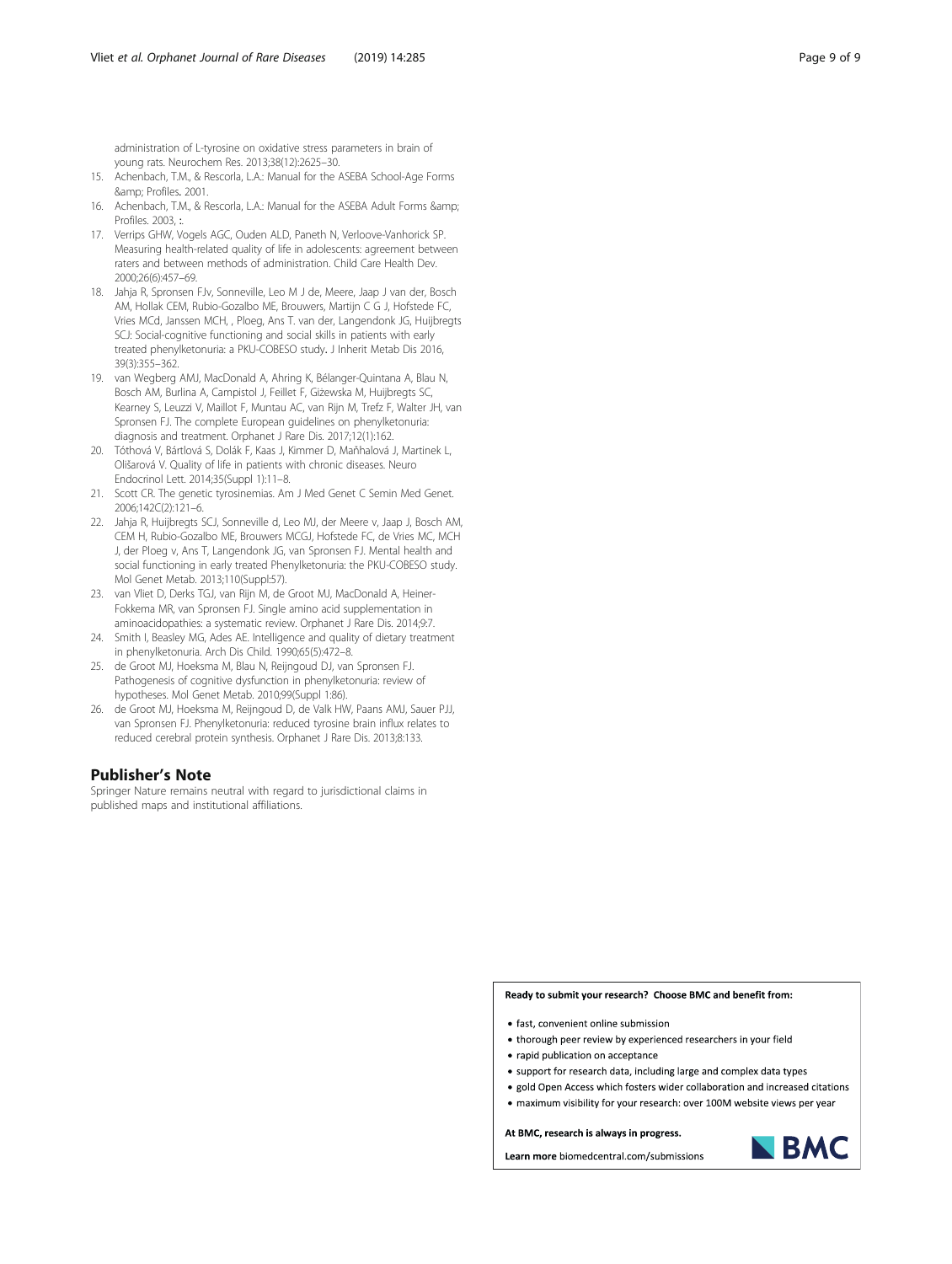administration of L-tyrosine on oxidative stress parameters in brain of young rats. Neurochem Res. 2013;38(12):2625–30.

15. Achenbach, T.M., & Rescorla, L.A.: Manual for the ASEBA School-Age Forms &amp; Profiles. 2001.
16. Achenbach, T.M., & Rescorla, L.A.: Manual for the ASEBA Adult Forms &amp; Profiles. 2003, :.
17. Verrips GHW, Vogels AGC, Ouden ALD, Paneth N, Verloove-Vanhorick SP. Measuring health-related quality of life in adolescents: agreement between raters and between methods of administration. Child Care Health Dev. 2000;26(6):457–69.
18. Jahja R, Spronsen FJv, Sonneville, Leo M J de, Meere, Jaap J van der, Bosch AM, Hollak CEM, Rubio-Gozalbo ME, Brouwers, Martijn C G J, Hofstede FC, Vries MCd, Janssen MCH, , Ploeg, Ans T. van der, Langendonk JG, Huijbregts SCJ: Social-cognitive functioning and social skills in patients with early treated phenylketonuria: a PKU-COBESO study. J Inherit Metab Dis 2016, 39(3):355–362.
19. van Wegberg AMJ, MacDonald A, Ahring K, Bélanger-Quintana A, Blau N, Bosch AM, Burlina A, Campistol J, Feillet F, Giżewska M, Huijbregts SC, Kearney S, Leuzzi V, Maillot F, Muntau AC, van Rijn M, Trefz F, Walter JH, van Spronsen FJ. The complete European guidelines on phenylketonuria: diagnosis and treatment. Orphanet J Rare Dis. 2017;12(1):162.
20. Tóthová V, Bártlová S, Dolák F, Kaas J, Kimmer D, Maňhalová J, Martinek L, Olišarová V. Quality of life in patients with chronic diseases. Neuro Endocrinol Lett. 2014;35(Suppl 1):11–8.
21. Scott CR. The genetic tyrosinemias. Am J Med Genet C Semin Med Genet. 2006;142C(2):121–6.
22. Jahja R, Huijbregts SCJ, Sonneville d, Leo MJ, der Meere v, Jaap J, Bosch AM, CEM H, Rubio-Gozalbo ME, Brouwers MCGJ, Hofstede FC, de Vries MC, MCH J, der Ploeg v, Ans T, Langendonk JG, van Spronsen FJ. Mental health and social functioning in early treated Phenylketonuria: the PKU-COBESO study. Mol Genet Metab. 2013;110(Suppl:57).
23. van Vliet D, Derks TGJ, van Rijn M, de Groot MJ, MacDonald A, Heiner-Fokkema MR, van Spronsen FJ. Single amino acid supplementation in aminoacidopathies: a systematic review. Orphanet J Rare Dis. 2014;9:7.
24. Smith I, Beasley MG, Ades AE. Intelligence and quality of dietary treatment in phenylketonuria. Arch Dis Child. 1990;65(5):472–8.
25. de Groot MJ, Hoeksma M, Blau N, Reijngoud DJ, van Spronsen FJ. Pathogenesis of cognitive dysfunction in phenylketonuria: review of hypotheses. Mol Genet Metab. 2010;99(Suppl 1:86).
26. de Groot MJ, Hoeksma M, Reijngoud D, de Valk HW, Paans AMJ, Sauer PJJ, van Spronsen FJ. Phenylketonuria: reduced tyrosine brain influx relates to reduced cerebral protein synthesis. Orphanet J Rare Dis. 2013;8:133.

## Publisher's Note

Springer Nature remains neutral with regard to jurisdictional claims in published maps and institutional affiliations.

**Ready to submit your research? Choose BMC and benefit from:**

- fast, convenient online submission
- thorough peer review by experienced researchers in your field
- rapid publication on acceptance
- support for research data, including large and complex data types
- gold Open Access which fosters wider collaboration and increased citations
- maximum visibility for your research: over 100M website views per year

**At BMC, research is always in progress.**

**Learn more** biomedcentral.com/submissions

BMC